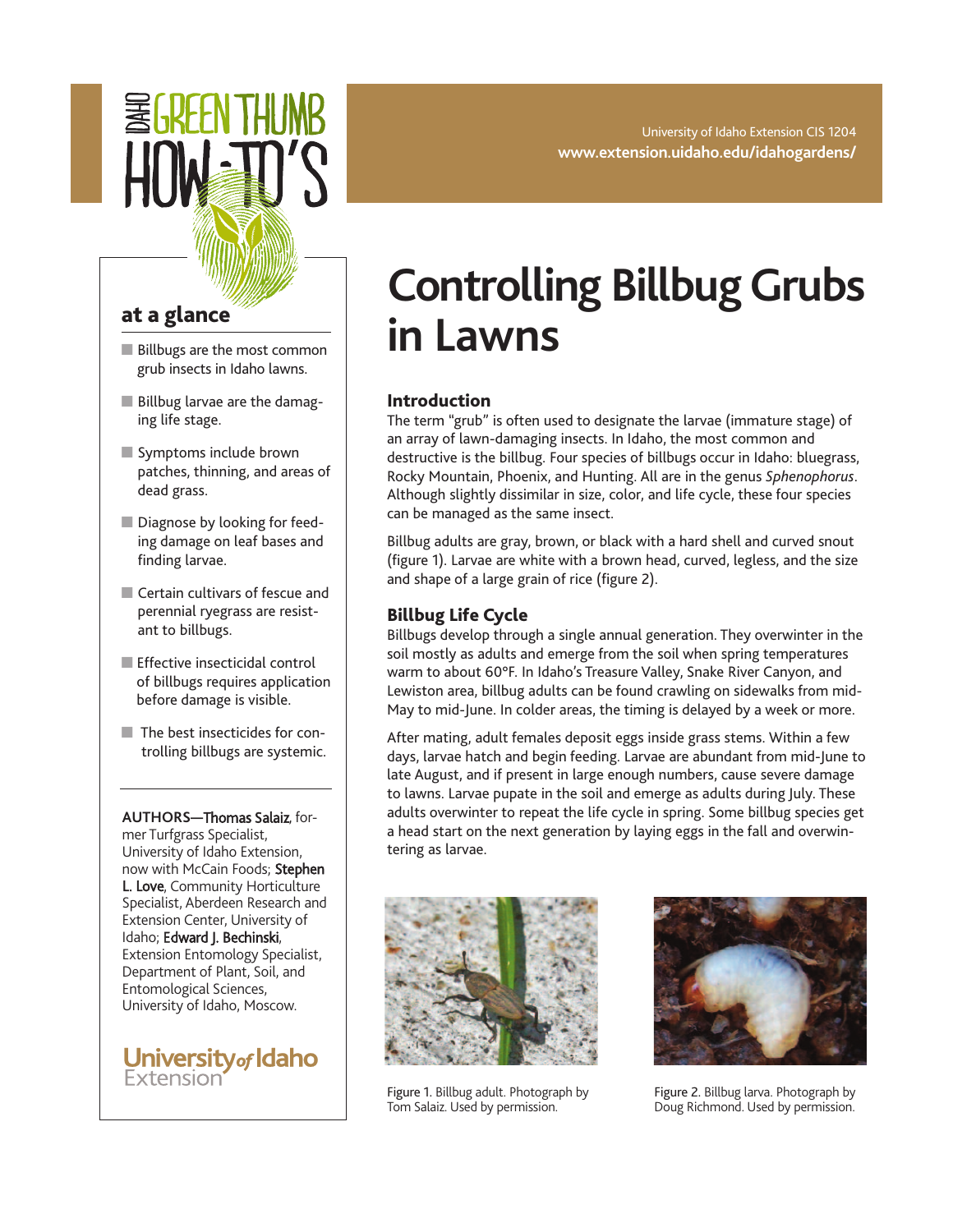IDAHO GREEN THUMB HOW-TO'S

University of Idaho Extension CIS 1204
**www.extension.uidaho.edu/idahogardens/**

# Controlling Billbug Grubs in Lawns

## at a glance

- Billbugs are the most common grub insects in Idaho lawns.
- Billbug larvae are the damaging life stage.
- Symptoms include brown patches, thinning, and areas of dead grass.
- Diagnose by looking for feeding damage on leaf bases and finding larvae.
- Certain cultivars of fescue and perennial ryegrass are resistant to billbugs.
- Effective insecticidal control of billbugs requires application before damage is visible.
- The best insecticides for controlling billbugs are systemic.

AUTHORS—**Thomas Salaiz**, former Turfgrass Specialist, University of Idaho Extension, now with McCain Foods; **Stephen L. Love**, Community Horticulture Specialist, Aberdeen Research and Extension Center, University of Idaho; **Edward J. Bechinski**, Extension Entomology Specialist, Department of Plant, Soil, and Entomological Sciences, University of Idaho, Moscow.

University of Idaho Extension

## Introduction

The term "grub" is often used to designate the larvae (immature stage) of an array of lawn-damaging insects. In Idaho, the most common and destructive is the billbug. Four species of billbugs occur in Idaho: bluegrass, Rocky Mountain, Phoenix, and Hunting. All are in the genus *Sphenophorus*. Although slightly dissimilar in size, color, and life cycle, these four species can be managed as the same insect.

Billbug adults are gray, brown, or black with a hard shell and curved snout (figure 1). Larvae are white with a brown head, curved, legless, and the size and shape of a large grain of rice (figure 2).

## Billbug Life Cycle

Billbugs develop through a single annual generation. They overwinter in the soil mostly as adults and emerge from the soil when spring temperatures warm to about 60°F. In Idaho's Treasure Valley, Snake River Canyon, and Lewiston area, billbug adults can be found crawling on sidewalks from mid-May to mid-June. In colder areas, the timing is delayed by a week or more.

After mating, adult females deposit eggs inside grass stems. Within a few days, larvae hatch and begin feeding. Larvae are abundant from mid-June to late August, and if present in large enough numbers, cause severe damage to lawns. Larvae pupate in the soil and emerge as adults during July. These adults overwinter to repeat the life cycle in spring. Some billbug species get a head start on the next generation by laying eggs in the fall and overwintering as larvae.

Figure 1. Billbug adult. Photograph by Tom Salaiz. Used by permission.

Figure 2. Billbug larva. Photograph by Doug Richmond. Used by permission.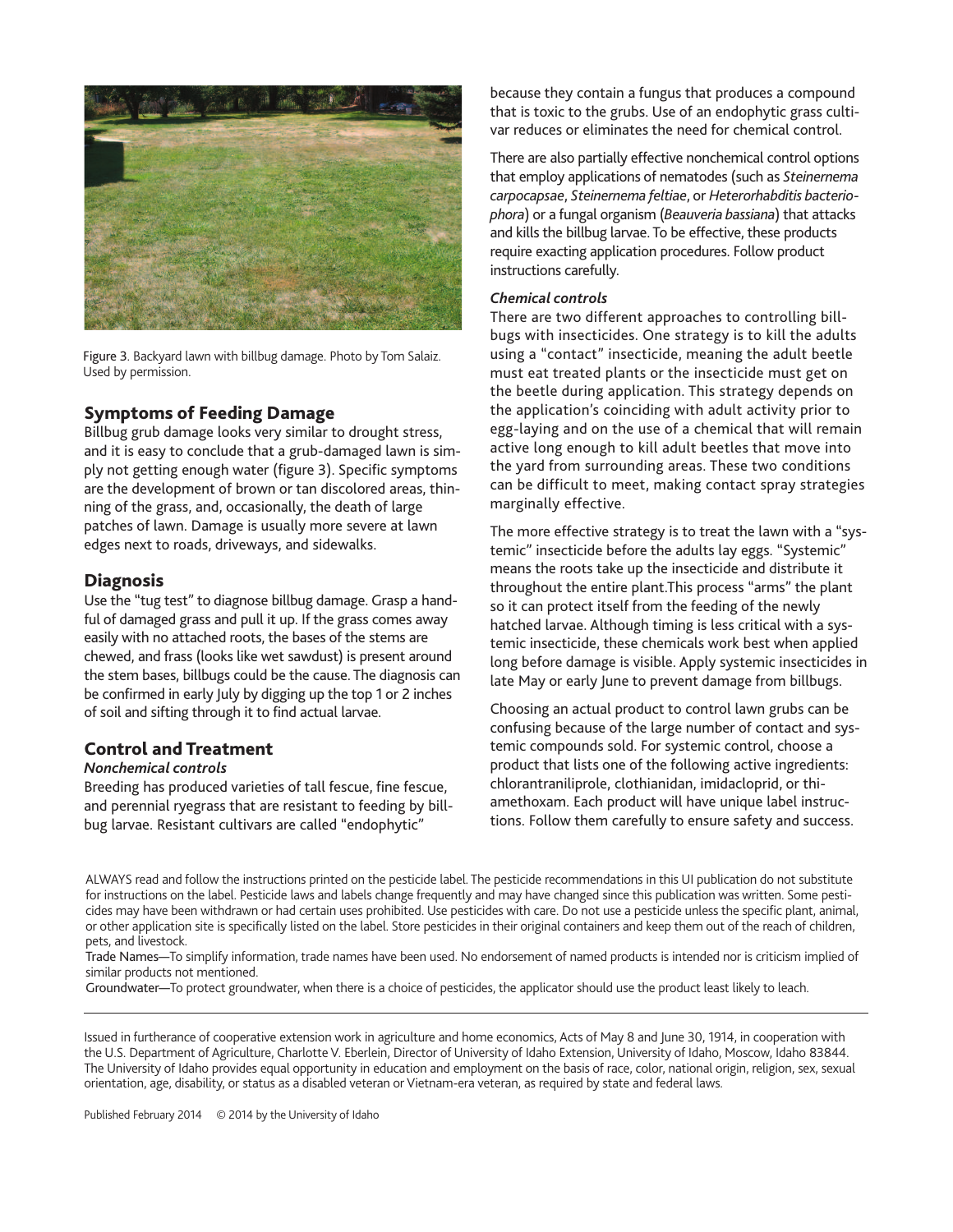Figure 3. Backyard lawn with billbug damage. Photo by Tom Salaiz. Used by permission.

## Symptoms of Feeding Damage

Billbug grub damage looks very similar to drought stress, and it is easy to conclude that a grub-damaged lawn is simply not getting enough water (figure 3). Specific symptoms are the development of brown or tan discolored areas, thinning of the grass, and, occasionally, the death of large patches of lawn. Damage is usually more severe at lawn edges next to roads, driveways, and sidewalks.

## Diagnosis

Use the "tug test" to diagnose billbug damage. Grasp a handful of damaged grass and pull it up. If the grass comes away easily with no attached roots, the bases of the stems are chewed, and frass (looks like wet sawdust) is present around the stem bases, billbugs could be the cause. The diagnosis can be confirmed in early July by digging up the top 1 or 2 inches of soil and sifting through it to find actual larvae.

## Control and Treatment

### *Nonchemical controls*

Breeding has produced varieties of tall fescue, fine fescue, and perennial ryegrass that are resistant to feeding by billbug larvae. Resistant cultivars are called "endophytic" because they contain a fungus that produces a compound that is toxic to the grubs. Use of an endophytic grass cultivar reduces or eliminates the need for chemical control.

There are also partially effective nonchemical control options that employ applications of nematodes (such as *Steinernema carpocapsae*, *Steinernema feltiae*, or *Heterorhabditis bacteriophora*) or a fungal organism (*Beauveria bassiana*) that attacks and kills the billbug larvae. To be effective, these products require exacting application procedures. Follow product instructions carefully.

### *Chemical controls*

There are two different approaches to controlling billbugs with insecticides. One strategy is to kill the adults using a "contact" insecticide, meaning the adult beetle must eat treated plants or the insecticide must get on the beetle during application. This strategy depends on the application's coinciding with adult activity prior to egg-laying and on the use of a chemical that will remain active long enough to kill adult beetles that move into the yard from surrounding areas. These two conditions can be difficult to meet, making contact spray strategies marginally effective.

The more effective strategy is to treat the lawn with a "systemic" insecticide before the adults lay eggs. "Systemic" means the roots take up the insecticide and distribute it throughout the entire plant.This process "arms" the plant so it can protect itself from the feeding of the newly hatched larvae. Although timing is less critical with a systemic insecticide, these chemicals work best when applied long before damage is visible. Apply systemic insecticides in late May or early June to prevent damage from billbugs.

Choosing an actual product to control lawn grubs can be confusing because of the large number of contact and systemic compounds sold. For systemic control, choose a product that lists one of the following active ingredients: chlorantraniliprole, clothianidan, imidacloprid, or thiamethoxam. Each product will have unique label instructions. Follow them carefully to ensure safety and success.

ALWAYS read and follow the instructions printed on the pesticide label. The pesticide recommendations in this UI publication do not substitute for instructions on the label. Pesticide laws and labels change frequently and may have changed since this publication was written. Some pesticides may have been withdrawn or had certain uses prohibited. Use pesticides with care. Do not use a pesticide unless the specific plant, animal, or other application site is specifically listed on the label. Store pesticides in their original containers and keep them out of the reach of children, pets, and livestock.

Trade Names—To simplify information, trade names have been used. No endorsement of named products is intended nor is criticism implied of similar products not mentioned.

Groundwater—To protect groundwater, when there is a choice of pesticides, the applicator should use the product least likely to leach.

Issued in furtherance of cooperative extension work in agriculture and home economics, Acts of May 8 and June 30, 1914, in cooperation with the U.S. Department of Agriculture, Charlotte V. Eberlein, Director of University of Idaho Extension, University of Idaho, Moscow, Idaho 83844. The University of Idaho provides equal opportunity in education and employment on the basis of race, color, national origin, religion, sex, sexual orientation, age, disability, or status as a disabled veteran or Vietnam-era veteran, as required by state and federal laws.

Published February 2014 © 2014 by the University of Idaho